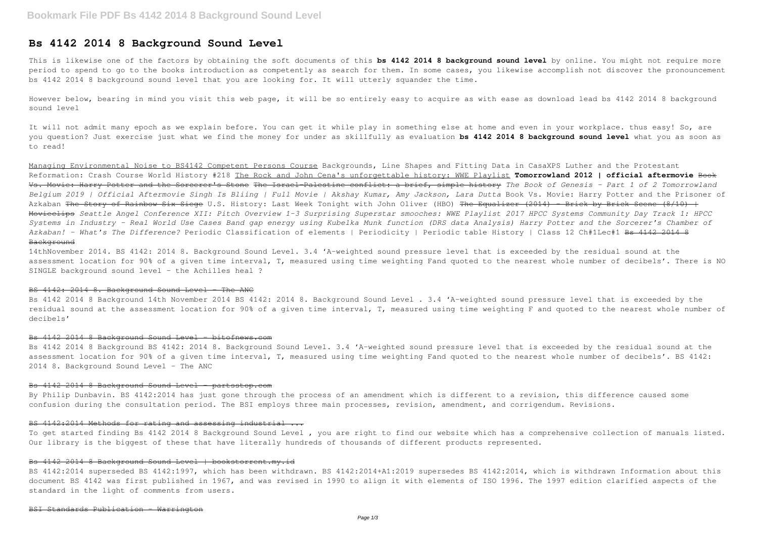# Bs 4142 2014 8 Background Sound Level

This is likewise one of the factors by obtaining the soft documents of this **bs 4142 2014 8 background sound level** by online. You might not require more period to spend to go to the books introduction as competently as search for them. In some cases, you likewise accomplish not discover the pronouncement bs 4142 2014 8 background sound level that you are looking for. It will utterly squander the time.

However below, bearing in mind you visit this web page, it will be so entirely easy to acquire as with ease as download lead bs 4142 2014 8 background sound level

It will not admit many epoch as we explain before. You can get it while play in something else at home and even in your workplace. thus easy! So, are you question? Just exercise just what we find the money for under as skillfully as evaluation **bs 4142 2014 8 background sound level** what you as soon as to read!

Managing Environmental Noise to BS4142 Competent Persons Course Backgrounds, Line Shapes and Fitting Data in CasaXPS Luther and the Protestant Reformation: Crash Course World History #218 The Rock and John Cena's unforgettable history: WWE Playlist **Tomorrowland 2012 | official aftermovie** Book Vs. Movie: Harry Potter and the Sorcerer's Stone The Israel-Palestine conflict: a brief, simple history *The Book of Genesis - Part 1 of 2 Tomorrowland Belgium 2019 | Official Aftermovie Singh Is Bliing | Full Movie | Akshay Kumar, Amy Jackson, Lara Dutta* Book Vs. Movie: Harry Potter and the Prisoner of Azkaban The Story of Rainbow Six Siege U.S. History: Last Week Tonight with John Oliver (HBO) The Equalizer (2014) - Brick by Brick Scene (8/10) | Movieclips *Seattle Angel Conference XII: Pitch Overview 1-3 Surprising Superstar smooches: WWE Playlist 2017 HPCC Systems Community Day Track 1: HPCC Systems in Industry - Real World Use Cases Band gap energy using Kubelka Munk function (DRS data Analysis) Harry Potter and the Sorcerer's Chamber of Azkaban! - What's The Difference?* Periodic Classification of elements | Periodicity | Periodic table History | Class 12 Ch#1Lec#1 Bs 4142 2014 8 Background

14thNovember 2014. BS 4142: 2014 8. Background Sound Level. 3.4 'A-weighted sound pressure level that is exceeded by the residual sound at the assessment location for 90% of a given time interval, T, measured using time weighting Fand quoted to the nearest whole number of decibels'. There is NO SINGLE background sound level – the Achilles heal ?

## BS 4142: 2014 8. Background Sound Level - The ANC

Bs 4142 2014 8 Background 14th November 2014 BS 4142: 2014 8. Background Sound Level . 3.4 'A-weighted sound pressure level that is exceeded by the residual sound at the assessment location for 90% of a given time interval, T, measured using time weighting F and quoted to the nearest whole number of decibels'

## Bs 4142 2014 8 Background Sound Level - bitofnews.com

Bs 4142 2014 8 Background BS 4142: 2014 8. Background Sound Level. 3.4 'A-weighted sound pressure level that is exceeded by the residual sound at the assessment location for 90% of a given time interval, T, measured using time weighting Fand quoted to the nearest whole number of decibels'. BS 4142: 2014 8. Background Sound Level - The ANC

## Bs 4142 2014 8 Background Sound Level - partsstop.com

By Philip Dunbavin. BS 4142:2014 has just gone through the process of an amendment which is different to a revision, this difference caused some confusion during the consultation period. The BSI employs three main processes, revision, amendment, and corrigendum. Revisions.

## BS 4142:2014 Methods for rating and assessing industrial ...

To get started finding Bs 4142 2014 8 Background Sound Level , you are right to find our website which has a comprehensive collection of manuals listed. Our library is the biggest of these that have literally hundreds of thousands of different products represented.

## Bs 4142 2014 8 Background Sound Level | bookstorrent.my.id

BS 4142:2014 superseded BS 4142:1997, which has been withdrawn. BS 4142:2014+A1:2019 supersedes BS 4142:2014, which is withdrawn Information about this document BS 4142 was first published in 1967, and was revised in 1990 to align it with elements of ISO 1996. The 1997 edition clarified aspects of the standard in the light of comments from users.

## BSI Standards Publication - Warrington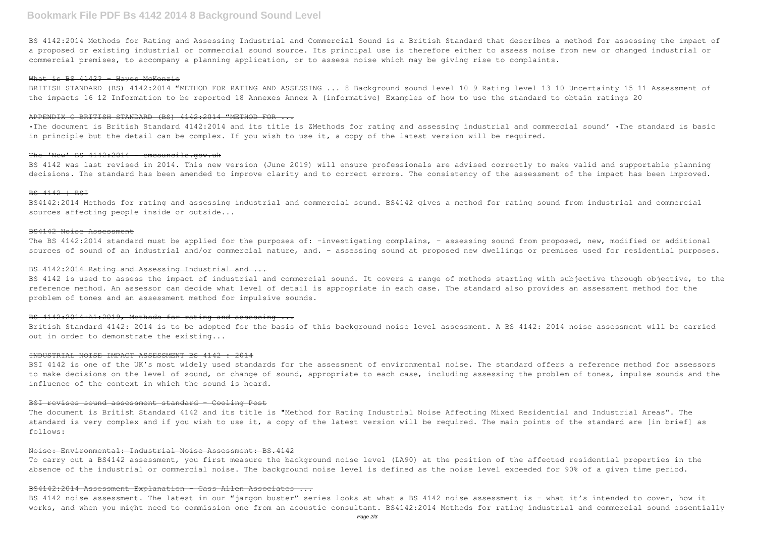BS 4142:2014 Methods for Rating and Assessing Industrial and Commercial Sound is a British Standard that describes a method for assessing the impact of a proposed or existing industrial or commercial sound source. Its principal use is therefore either to assess noise from new or changed industrial or commercial premises, to accompany a planning application, or to assess noise which may be giving rise to complaints.

## ~~What is BS 4142? - Hayes McKenzie~~

BRITISH STANDARD (BS) 4142:2014 "METHOD FOR RATING AND ASSESSING ... 8 Background sound level 10 9 Rating level 13 10 Uncertainty 15 11 Assessment of the impacts 16 12 Information to be reported 18 Annexes Annex A (informative) Examples of how to use the standard to obtain ratings 20

## ~~APPENDIX G BRITISH STANDARD (BS) 4142:2014 "METHOD FOR ...~~

•The document is British Standard 4142:2014 and its title is ZMethods for rating and assessing industrial and commercial sound' •The standard is basic in principle but the detail can be complex. If you wish to use it, a copy of the latest version will be required.

## ~~The 'New' BS 4142:2014 - emcouncils.gov.uk~~

BS 4142 was last revised in 2014. This new version (June 2019) will ensure professionals are advised correctly to make valid and supportable planning decisions. The standard has been amended to improve clarity and to correct errors. The consistency of the assessment of the impact has been improved.

## ~~BS 4142 | BSI~~

BS4142:2014 Methods for rating and assessing industrial and commercial sound. BS4142 gives a method for rating sound from industrial and commercial sources affecting people inside or outside...

## ~~BS4142 Noise Assessment~~

The BS 4142:2014 standard must be applied for the purposes of: -investigating complains, - assessing sound from proposed, new, modified or additional sources of sound of an industrial and/or commercial nature, and. - assessing sound at proposed new dwellings or premises used for residential purposes.

## ~~BS 4142:2014 Rating and Assessing Industrial and ...~~

BS 4142 is used to assess the impact of industrial and commercial sound. It covers a range of methods starting with subjective through objective, to the reference method. An assessor can decide what level of detail is appropriate in each case. The standard also provides an assessment method for the problem of tones and an assessment method for impulsive sounds.

## ~~BS 4142:2014+A1:2019, Methods for rating and assessing ...~~

British Standard 4142: 2014 is to be adopted for the basis of this background noise level assessment. A BS 4142: 2014 noise assessment will be carried out in order to demonstrate the existing...

## ~~INDUSTRIAL NOISE IMPACT ASSESSMENT BS 4142 : 2014~~

BSI 4142 is one of the UK's most widely used standards for the assessment of environmental noise. The standard offers a reference method for assessors to make decisions on the level of sound, or change of sound, appropriate to each case, including assessing the problem of tones, impulse sounds and the influence of the context in which the sound is heard.

## ~~BSI revises sound assessment standard - Cooling Post~~

The document is British Standard 4142 and its title is "Method for Rating Industrial Noise Affecting Mixed Residential and Industrial Areas". The standard is very complex and if you wish to use it, a copy of the latest version will be required. The main points of the standard are [in brief] as follows:

## ~~Noise: Environmental: Industrial Noise Assessment: BS.4142~~

To carry out a BS4142 assessment, you first measure the background noise level (LA90) at the position of the affected residential properties in the absence of the industrial or commercial noise. The background noise level is defined as the noise level exceeded for 90% of a given time period.

## ~~BS4142:2014 Assessment Explanation - Cass Allen Associates ...~~

BS 4142 noise assessment. The latest in our "jargon buster" series looks at what a BS 4142 noise assessment is – what it's intended to cover, how it works, and when you might need to commission one from an acoustic consultant. BS4142:2014 Methods for rating industrial and commercial sound essentially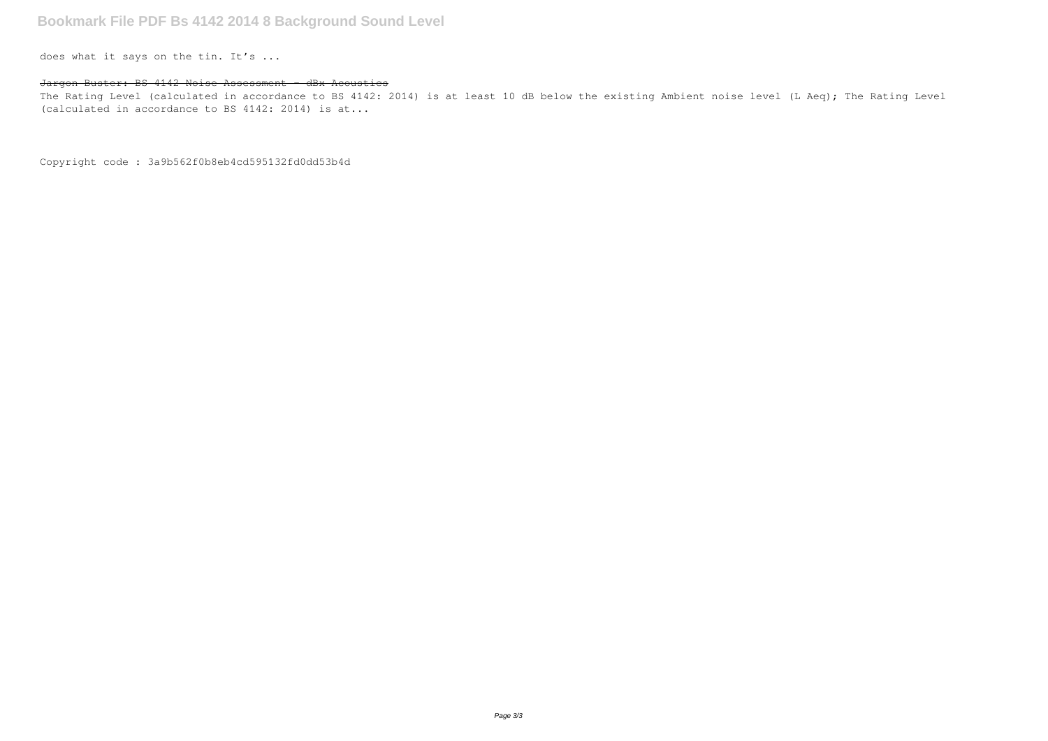does what it says on the tin. It's ...

~~Jargon Buster: BS 4142 Noise Assessment - dBx Acoustics~~

The Rating Level (calculated in accordance to BS 4142: 2014) is at least 10 dB below the existing Ambient noise level (L Aeq); The Rating Level (calculated in accordance to BS 4142: 2014) is at...

Copyright code : 3a9b562f0b8eb4cd595132fd0dd53b4d